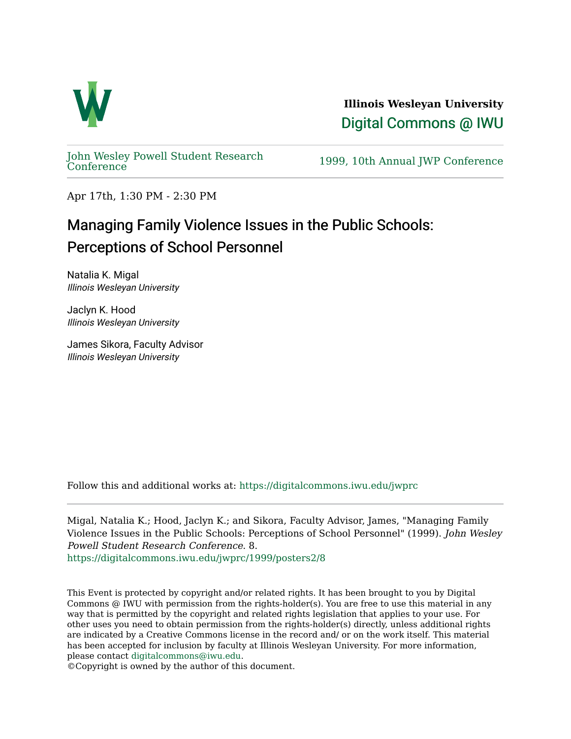**Illinois Wesleyan University**

Digital Commons @ IWU

John Wesley Powell Student Research Conference

1999, 10th Annual JWP Conference

Apr 17th, 1:30 PM - 2:30 PM

# Managing Family Violence Issues in the Public Schools: Perceptions of School Personnel

Natalia K. Migal
*Illinois Wesleyan University*

Jaclyn K. Hood
*Illinois Wesleyan University*

James Sikora, Faculty Advisor
*Illinois Wesleyan University*

Follow this and additional works at: https://digitalcommons.iwu.edu/jwprc

Migal, Natalia K.; Hood, Jaclyn K.; and Sikora, Faculty Advisor, James, "Managing Family Violence Issues in the Public Schools: Perceptions of School Personnel" (1999). *John Wesley Powell Student Research Conference*. 8.
https://digitalcommons.iwu.edu/jwprc/1999/posters2/8

This Event is protected by copyright and/or related rights. It has been brought to you by Digital Commons @ IWU with permission from the rights-holder(s). You are free to use this material in any way that is permitted by the copyright and related rights legislation that applies to your use. For other uses you need to obtain permission from the rights-holder(s) directly, unless additional rights are indicated by a Creative Commons license in the record and/ or on the work itself. This material has been accepted for inclusion by faculty at Illinois Wesleyan University. For more information, please contact digitalcommons@iwu.edu.
©Copyright is owned by the author of this document.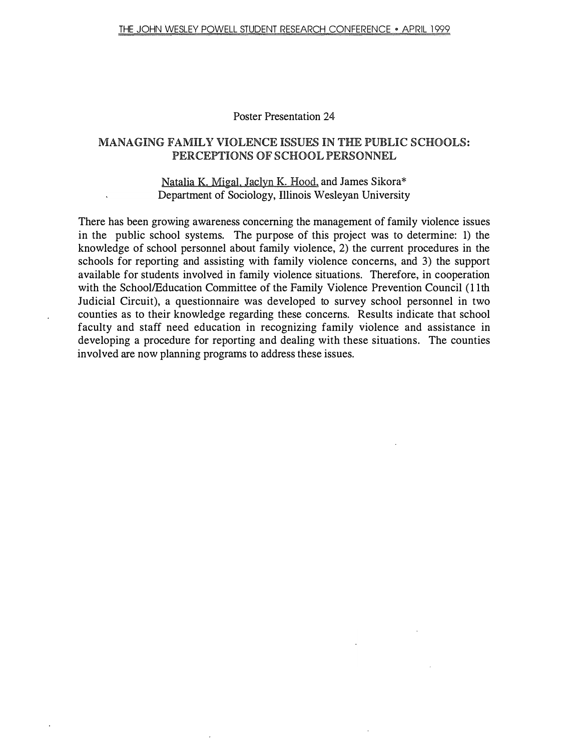Poster Presentation 24

## MANAGING FAMILY VIOLENCE ISSUES IN THE PUBLIC SCHOOLS: PERCEPTIONS OF SCHOOL PERSONNEL

Natalia K. Migal, Jaclyn K. Hood, and James Sikora*
Department of Sociology, Illinois Wesleyan University

There has been growing awareness concerning the management of family violence issues in the public school systems. The purpose of this project was to determine: 1) the knowledge of school personnel about family violence, 2) the current procedures in the schools for reporting and assisting with family violence concerns, and 3) the support available for students involved in family violence situations. Therefore, in cooperation with the School/Education Committee of the Family Violence Prevention Council (11th Judicial Circuit), a questionnaire was developed to survey school personnel in two counties as to their knowledge regarding these concerns. Results indicate that school faculty and staff need education in recognizing family violence and assistance in developing a procedure for reporting and dealing with these situations. The counties involved are now planning programs to address these issues.